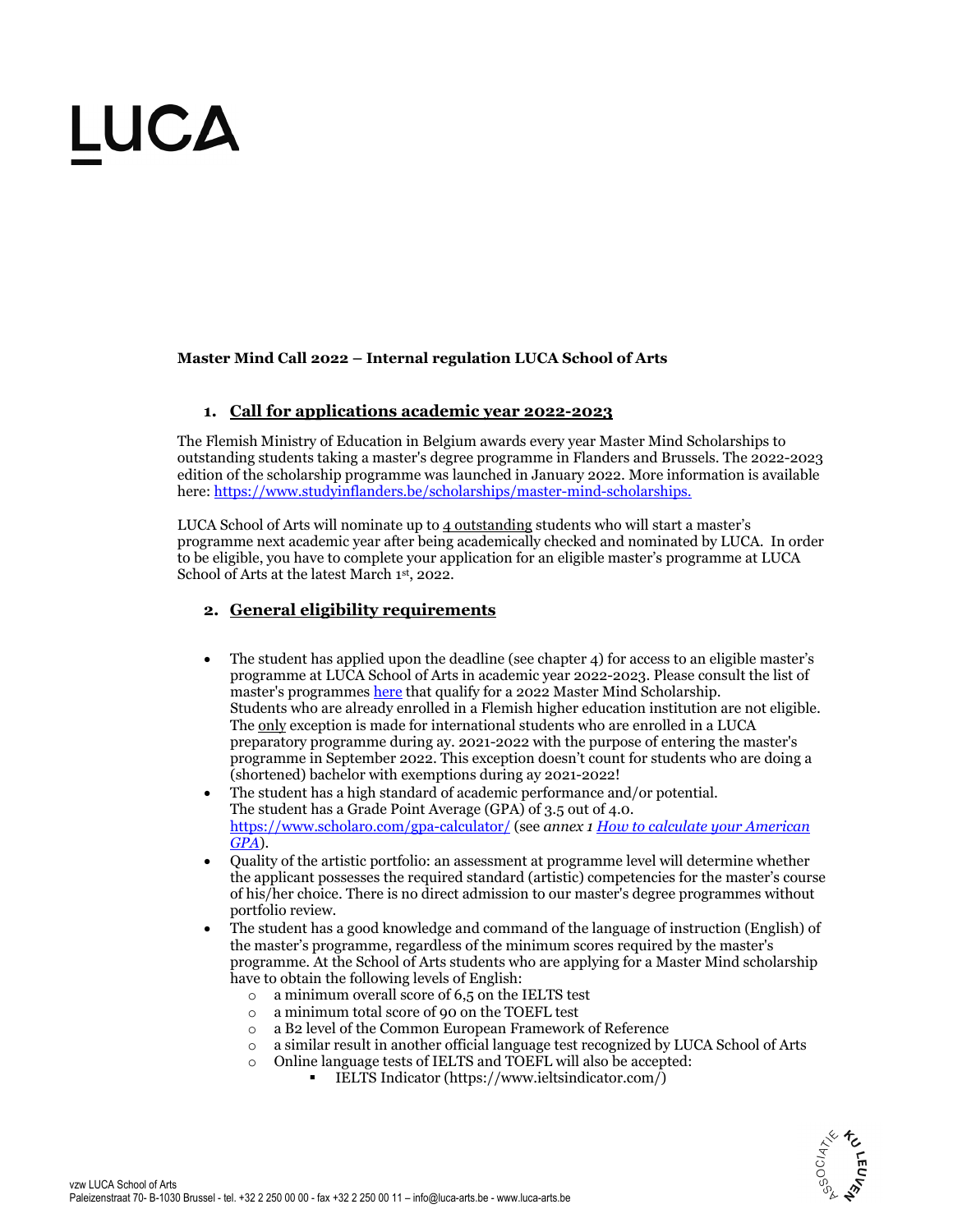# LUCA

**Master Mind Call 2022 – Internal regulation LUCA School of Arts**

## 1. Call for applications academic year 2022-2023

The Flemish Ministry of Education in Belgium awards every year Master Mind Scholarships to outstanding students taking a master's degree programme in Flanders and Brussels. The 2022-2023 edition of the scholarship programme was launched in January 2022. More information is available here: [https://www.studyinflanders.be/scholarships/master-mind-scholarships.](https://www.studyinflanders.be/scholarships/master-mind-scholarships.)

LUCA School of Arts will nominate up to 4 outstanding students who will start a master's programme next academic year after being academically checked and nominated by LUCA. In order to be eligible, you have to complete your application for an eligible master's programme at LUCA School of Arts at the latest March 1st, 2022.

## 2. General eligibility requirements

- The student has applied upon the deadline (see chapter 4) for access to an eligible master's programme at LUCA School of Arts in academic year 2022-2023. Please consult the list of master's programmes [here](here) that qualify for a 2022 Master Mind Scholarship.
  Students who are already enrolled in a Flemish higher education institution are not eligible. The only exception is made for international students who are enrolled in a LUCA preparatory programme during ay. 2021-2022 with the purpose of entering the master's programme in September 2022. This exception doesn't count for students who are doing a (shortened) bachelor with exemptions during ay 2021-2022!
- The student has a high standard of academic performance and/or potential.
  The student has a Grade Point Average (GPA) of 3.5 out of 4.0.
  [https://www.scholaro.com/gpa-calculator/](https://www.scholaro.com/gpa-calculator/) (see *annex 1 [How to calculate your American GPA](How to calculate your American GPA)*).
- Quality of the artistic portfolio: an assessment at programme level will determine whether the applicant possesses the required standard (artistic) competencies for the master's course of his/her choice. There is no direct admission to our master's degree programmes without portfolio review.
- The student has a good knowledge and command of the language of instruction (English) of the master's programme, regardless of the minimum scores required by the master's programme. At the School of Arts students who are applying for a Master Mind scholarship have to obtain the following levels of English:
  - a minimum overall score of 6,5 on the IELTS test
  - a minimum total score of 90 on the TOEFL test
  - a B2 level of the Common European Framework of Reference
  - a similar result in another official language test recognized by LUCA School of Arts
  - Online language tests of IELTS and TOEFL will also be accepted:
    - IELTS Indicator (https://www.ieltsindicator.com/)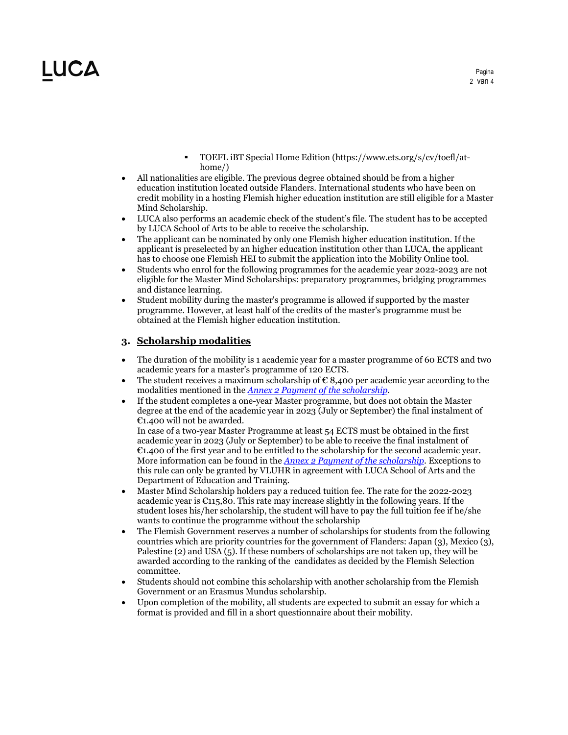- TOEFL iBT Special Home Edition (https://www.ets.org/s/cv/toefl/at-home/)
- All nationalities are eligible. The previous degree obtained should be from a higher education institution located outside Flanders. International students who have been on credit mobility in a hosting Flemish higher education institution are still eligible for a Master Mind Scholarship.
- LUCA also performs an academic check of the student's file. The student has to be accepted by LUCA School of Arts to be able to receive the scholarship.
- The applicant can be nominated by only one Flemish higher education institution. If the applicant is preselected by an higher education institution other than LUCA, the applicant has to choose one Flemish HEI to submit the application into the Mobility Online tool.
- Students who enrol for the following programmes for the academic year 2022-2023 are not eligible for the Master Mind Scholarships: preparatory programmes, bridging programmes and distance learning.
- Student mobility during the master's programme is allowed if supported by the master programme. However, at least half of the credits of the master's programme must be obtained at the Flemish higher education institution.

## 3. Scholarship modalities

- The duration of the mobility is 1 academic year for a master programme of 60 ECTS and two academic years for a master's programme of 120 ECTS.
- The student receives a maximum scholarship of € 8,400 per academic year according to the modalities mentioned in the *Annex 2 Payment of the scholarship*.
- If the student completes a one-year Master programme, but does not obtain the Master degree at the end of the academic year in 2023 (July or September) the final instalment of €1.400 will not be awarded.
  In case of a two-year Master Programme at least 54 ECTS must be obtained in the first academic year in 2023 (July or September) to be able to receive the final instalment of €1.400 of the first year and to be entitled to the scholarship for the second academic year. More information can be found in the *Annex 2 Payment of the scholarship*. Exceptions to this rule can only be granted by VLUHR in agreement with LUCA School of Arts and the Department of Education and Training.
- Master Mind Scholarship holders pay a reduced tuition fee. The rate for the 2022-2023 academic year is €115,80. This rate may increase slightly in the following years. If the student loses his/her scholarship, the student will have to pay the full tuition fee if he/she wants to continue the programme without the scholarship
- The Flemish Government reserves a number of scholarships for students from the following countries which are priority countries for the government of Flanders: Japan (3), Mexico (3), Palestine (2) and USA (5). If these numbers of scholarships are not taken up, they will be awarded according to the ranking of the candidates as decided by the Flemish Selection committee.
- Students should not combine this scholarship with another scholarship from the Flemish Government or an Erasmus Mundus scholarship.
- Upon completion of the mobility, all students are expected to submit an essay for which a format is provided and fill in a short questionnaire about their mobility.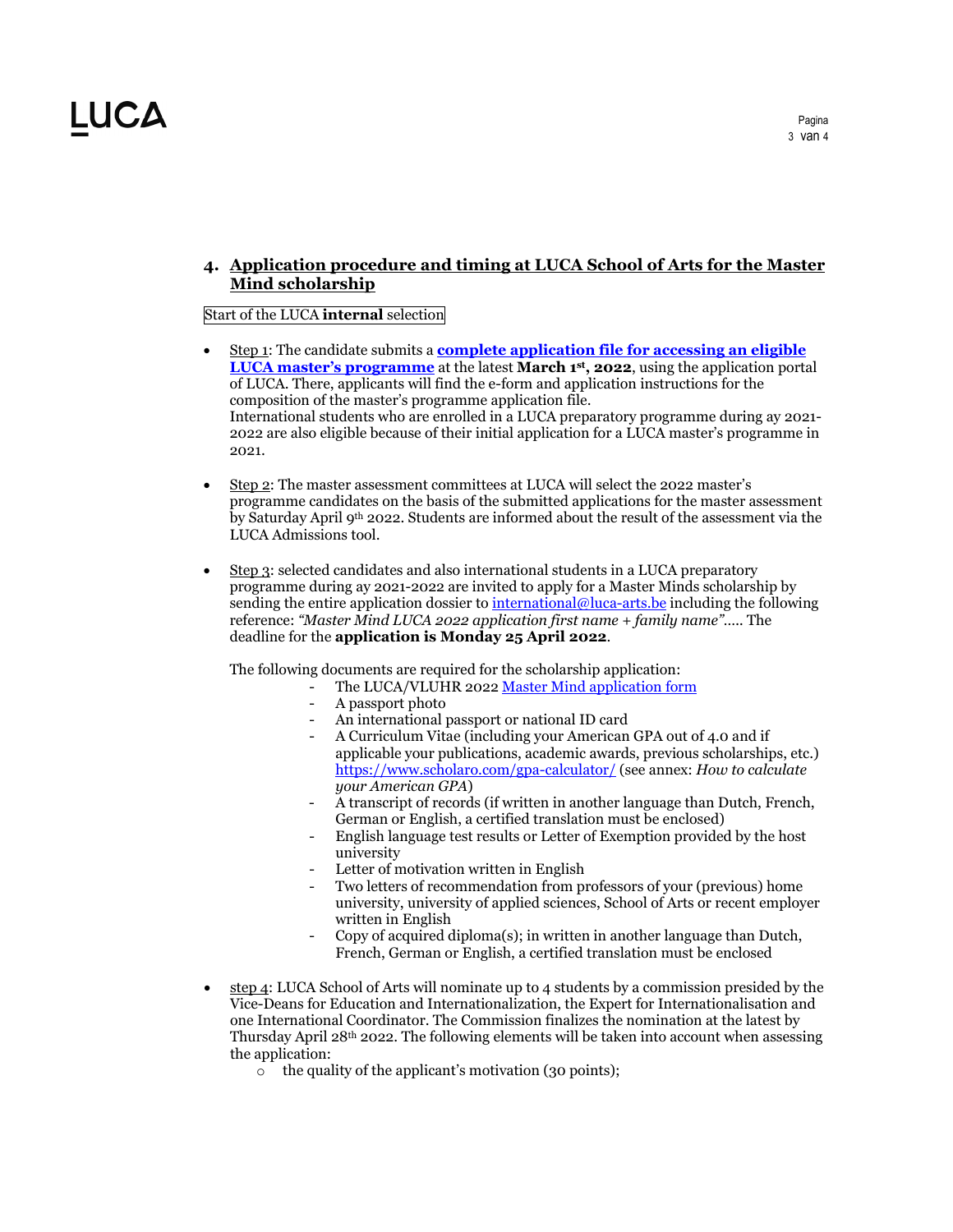## 4. Application procedure and timing at LUCA School of Arts for the Master Mind scholarship

Start of the LUCA **internal** selection

- Step 1: The candidate submits a **complete application file for accessing an eligible LUCA master's programme** at the latest **March 1st, 2022**, using the application portal of LUCA. There, applicants will find the e-form and application instructions for the composition of the master's programme application file.
  International students who are enrolled in a LUCA preparatory programme during ay 2021-2022 are also eligible because of their initial application for a LUCA master's programme in 2021.

- Step 2: The master assessment committees at LUCA will select the 2022 master's programme candidates on the basis of the submitted applications for the master assessment by Saturday April 9th 2022. Students are informed about the result of the assessment via the LUCA Admissions tool.

- Step 3: selected candidates and also international students in a LUCA preparatory programme during ay 2021-2022 are invited to apply for a Master Minds scholarship by sending the entire application dossier to international@luca-arts.be including the following reference: *"Master Mind LUCA 2022 application first name + family name"*..... The deadline for the **application is Monday 25 April 2022**.

  The following documents are required for the scholarship application:
  - The LUCA/VLUHR 2022 Master Mind application form
  - A passport photo
  - An international passport or national ID card
  - A Curriculum Vitae (including your American GPA out of 4.0 and if applicable your publications, academic awards, previous scholarships, etc.) https://www.scholaro.com/gpa-calculator/ (see annex: *How to calculate your American GPA*)
  - A transcript of records (if written in another language than Dutch, French, German or English, a certified translation must be enclosed)
  - English language test results or Letter of Exemption provided by the host university
  - Letter of motivation written in English
  - Two letters of recommendation from professors of your (previous) home university, university of applied sciences, School of Arts or recent employer written in English
  - Copy of acquired diploma(s); in written in another language than Dutch, French, German or English, a certified translation must be enclosed

- step 4: LUCA School of Arts will nominate up to 4 students by a commission presided by the Vice-Deans for Education and Internationalization, the Expert for Internationalisation and one International Coordinator. The Commission finalizes the nomination at the latest by Thursday April 28th 2022. The following elements will be taken into account when assessing the application:
  - the quality of the applicant's motivation (30 points);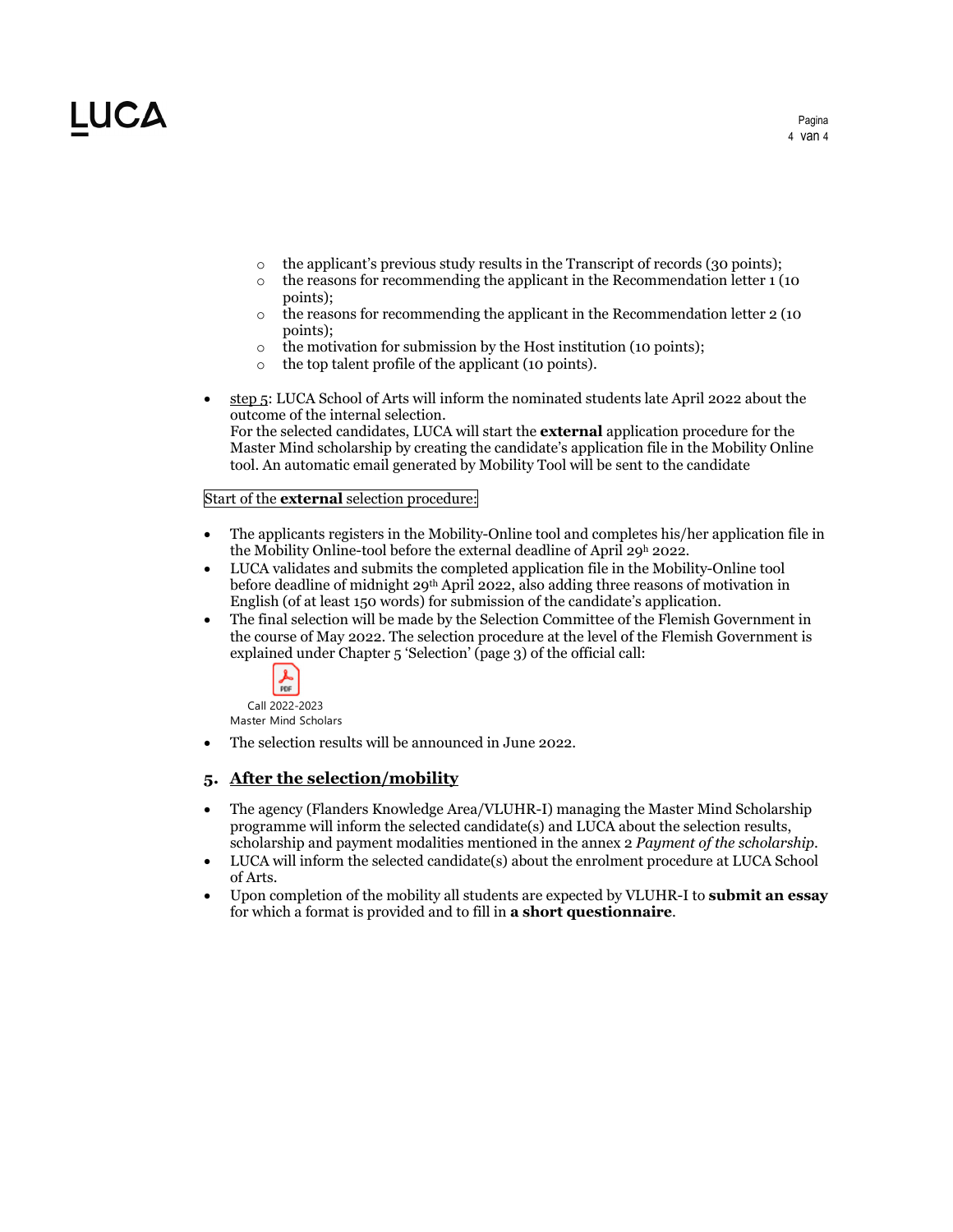- the applicant's previous study results in the Transcript of records (30 points);
  - the reasons for recommending the applicant in the Recommendation letter 1 (10 points);
  - the reasons for recommending the applicant in the Recommendation letter 2 (10 points);
  - the motivation for submission by the Host institution (10 points);
  - the top talent profile of the applicant (10 points).

- step 5: LUCA School of Arts will inform the nominated students late April 2022 about the outcome of the internal selection.
  For the selected candidates, LUCA will start the **external** application procedure for the Master Mind scholarship by creating the candidate's application file in the Mobility Online tool. An automatic email generated by Mobility Tool will be sent to the candidate

Start of the **external** selection procedure:

- The applicants registers in the Mobility-Online tool and completes his/her application file in the Mobility Online-tool before the external deadline of April 29h 2022.
- LUCA validates and submits the completed application file in the Mobility-Online tool before deadline of midnight 29th April 2022, also adding three reasons of motivation in English (of at least 150 words) for submission of the candidate's application.
- The final selection will be made by the Selection Committee of the Flemish Government in the course of May 2022. The selection procedure at the level of the Flemish Government is explained under Chapter 5 'Selection' (page 3) of the official call:

  Call 2022-2023 Master Mind Scholars

- The selection results will be announced in June 2022.

## 5. After the selection/mobility

- The agency (Flanders Knowledge Area/VLUHR-I) managing the Master Mind Scholarship programme will inform the selected candidate(s) and LUCA about the selection results, scholarship and payment modalities mentioned in the annex 2 *Payment of the scholarship*.
- LUCA will inform the selected candidate(s) about the enrolment procedure at LUCA School of Arts.
- Upon completion of the mobility all students are expected by VLUHR-I to **submit an essay** for which a format is provided and to fill in **a short questionnaire**.